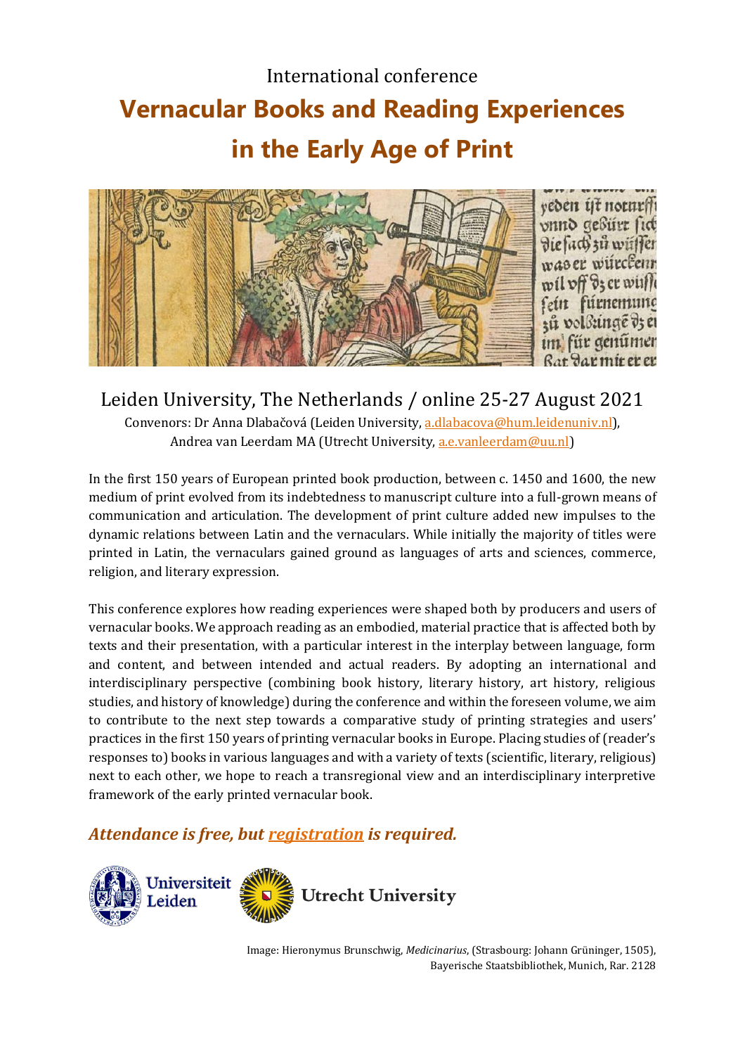International conference

# Vernacular Books and Reading Experiences in the Early Age of Print

Leiden University, The Netherlands / online 25-27 August 2021

Convenors: Dr Anna Dlabačová (Leiden University, a.dlabacova@hum.leidenuniv.nl), Andrea van Leerdam MA (Utrecht University, a.e.vanleerdam@uu.nl)

In the first 150 years of European printed book production, between c. 1450 and 1600, the new medium of print evolved from its indebtedness to manuscript culture into a full-grown means of communication and articulation. The development of print culture added new impulses to the dynamic relations between Latin and the vernaculars. While initially the majority of titles were printed in Latin, the vernaculars gained ground as languages of arts and sciences, commerce, religion, and literary expression.

This conference explores how reading experiences were shaped both by producers and users of vernacular books. We approach reading as an embodied, material practice that is affected both by texts and their presentation, with a particular interest in the interplay between language, form and content, and between intended and actual readers. By adopting an international and interdisciplinary perspective (combining book history, literary history, art history, religious studies, and history of knowledge) during the conference and within the foreseen volume, we aim to contribute to the next step towards a comparative study of printing strategies and users' practices in the first 150 years of printing vernacular books in Europe. Placing studies of (reader's responses to) books in various languages and with a variety of texts (scientific, literary, religious) next to each other, we hope to reach a transregional view and an interdisciplinary interpretive framework of the early printed vernacular book.

***Attendance is free, but registration is required.***

Universiteit Leiden

Utrecht University

Image: Hieronymus Brunschwig, *Medicinarius*, (Strasbourg: Johann Grüninger, 1505), Bayerische Staatsbibliothek, Munich, Rar. 2128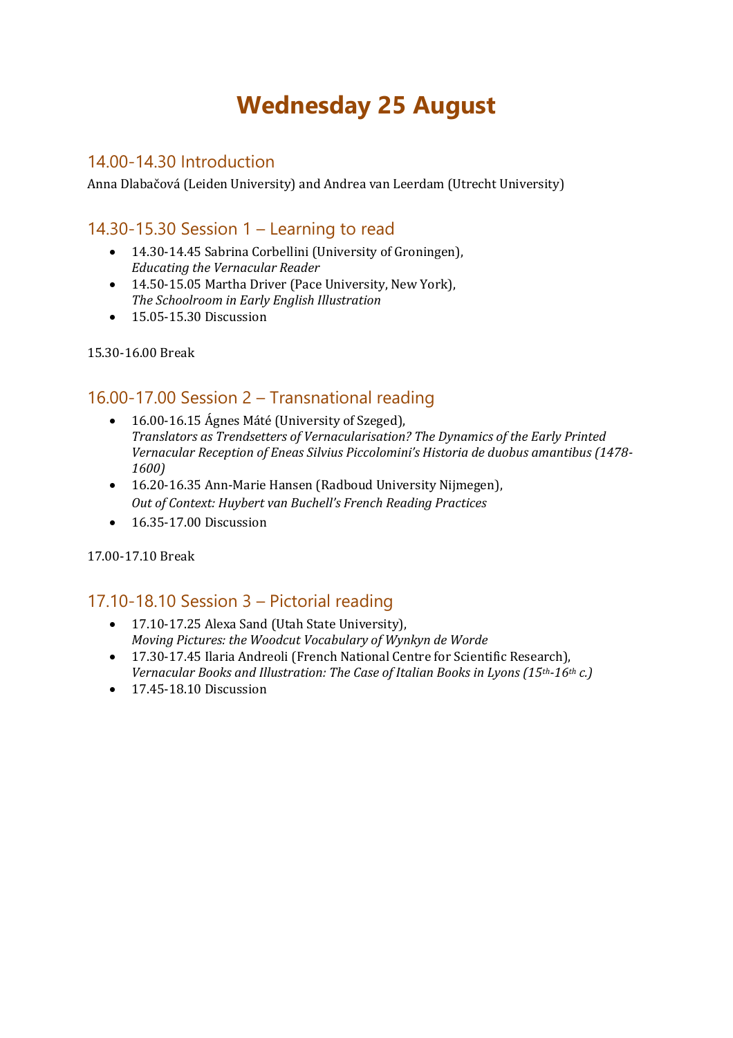# Wednesday 25 August

## 14.00-14.30 Introduction

Anna Dlabačová (Leiden University) and Andrea van Leerdam (Utrecht University)

## 14.30-15.30 Session 1 – Learning to read

- 14.30-14.45 Sabrina Corbellini (University of Groningen),
  *Educating the Vernacular Reader*
- 14.50-15.05 Martha Driver (Pace University, New York),
  *The Schoolroom in Early English Illustration*
- 15.05-15.30 Discussion

15.30-16.00 Break

## 16.00-17.00 Session 2 – Transnational reading

- 16.00-16.15 Ágnes Máté (University of Szeged),
  *Translators as Trendsetters of Vernacularisation? The Dynamics of the Early Printed Vernacular Reception of Eneas Silvius Piccolomini's Historia de duobus amantibus (1478-1600)*
- 16.20-16.35 Ann-Marie Hansen (Radboud University Nijmegen),
  *Out of Context: Huybert van Buchell's French Reading Practices*
- 16.35-17.00 Discussion

17.00-17.10 Break

## 17.10-18.10 Session 3 – Pictorial reading

- 17.10-17.25 Alexa Sand (Utah State University),
  *Moving Pictures: the Woodcut Vocabulary of Wynkyn de Worde*
- 17.30-17.45 Ilaria Andreoli (French National Centre for Scientific Research),
  *Vernacular Books and Illustration: The Case of Italian Books in Lyons (15th-16th c.)*
- 17.45-18.10 Discussion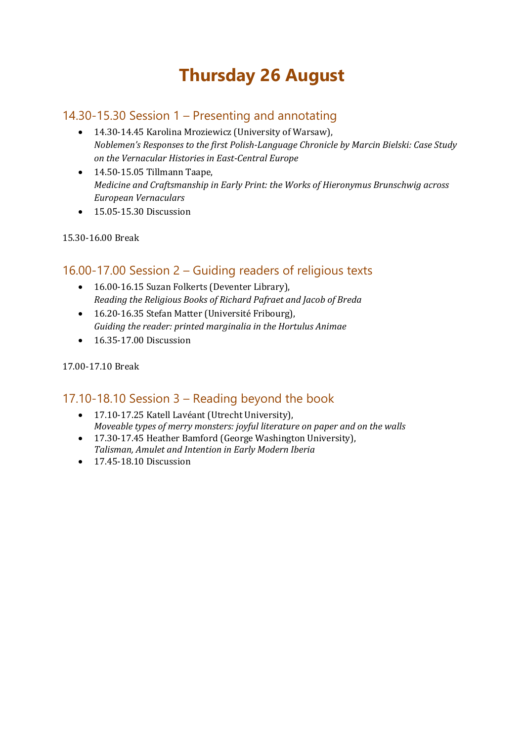# Thursday 26 August

## 14.30-15.30 Session 1 – Presenting and annotating

- 14.30-14.45 Karolina Mroziewicz (University of Warsaw),
  *Noblemen's Responses to the first Polish-Language Chronicle by Marcin Bielski: Case Study on the Vernacular Histories in East-Central Europe*
- 14.50-15.05 Tillmann Taape,
  *Medicine and Craftsmanship in Early Print: the Works of Hieronymus Brunschwig across European Vernaculars*
- 15.05-15.30 Discussion

15.30-16.00 Break

## 16.00-17.00 Session 2 – Guiding readers of religious texts

- 16.00-16.15 Suzan Folkerts (Deventer Library),
  *Reading the Religious Books of Richard Pafraet and Jacob of Breda*
- 16.20-16.35 Stefan Matter (Université Fribourg),
  *Guiding the reader: printed marginalia in the Hortulus Animae*
- 16.35-17.00 Discussion

17.00-17.10 Break

## 17.10-18.10 Session 3 – Reading beyond the book

- 17.10-17.25 Katell Lavéant (Utrecht University),
  *Moveable types of merry monsters: joyful literature on paper and on the walls*
- 17.30-17.45 Heather Bamford (George Washington University),
  *Talisman, Amulet and Intention in Early Modern Iberia*
- 17.45-18.10 Discussion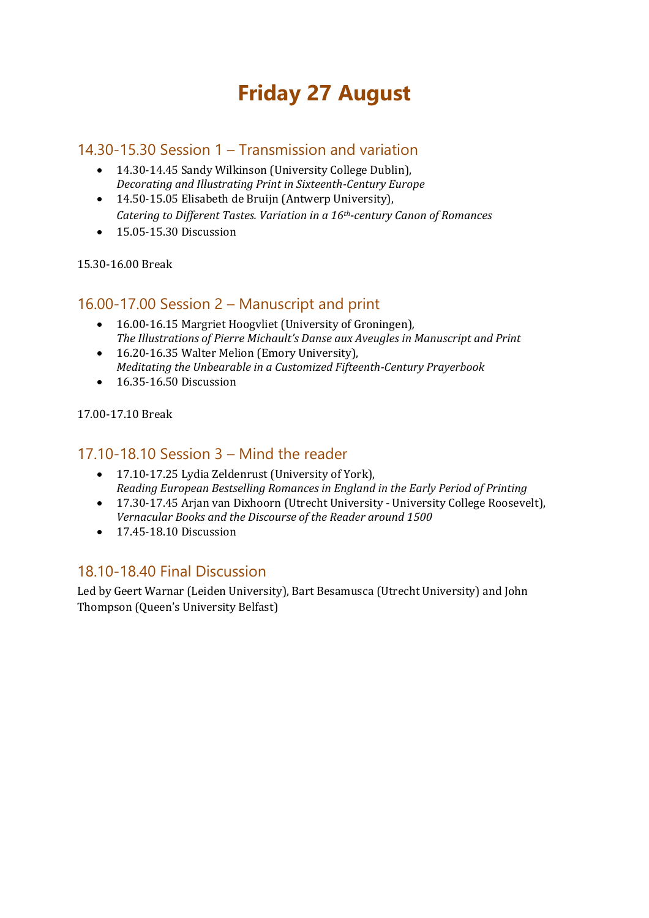# Friday 27 August

## 14.30-15.30 Session 1 – Transmission and variation

- 14.30-14.45 Sandy Wilkinson (University College Dublin), *Decorating and Illustrating Print in Sixteenth-Century Europe*
- 14.50-15.05 Elisabeth de Bruijn (Antwerp University), *Catering to Different Tastes. Variation in a 16th-century Canon of Romances*
- 15.05-15.30 Discussion

15.30-16.00 Break

## 16.00-17.00 Session 2 – Manuscript and print

- 16.00-16.15 Margriet Hoogvliet (University of Groningen), *The Illustrations of Pierre Michault's Danse aux Aveugles in Manuscript and Print*
- 16.20-16.35 Walter Melion (Emory University), *Meditating the Unbearable in a Customized Fifteenth-Century Prayerbook*
- 16.35-16.50 Discussion

17.00-17.10 Break

## 17.10-18.10 Session 3 – Mind the reader

- 17.10-17.25 Lydia Zeldenrust (University of York), *Reading European Bestselling Romances in England in the Early Period of Printing*
- 17.30-17.45 Arjan van Dixhoorn (Utrecht University - University College Roosevelt), *Vernacular Books and the Discourse of the Reader around 1500*
- 17.45-18.10 Discussion

## 18.10-18.40 Final Discussion

Led by Geert Warnar (Leiden University), Bart Besamusca (Utrecht University) and John Thompson (Queen's University Belfast)